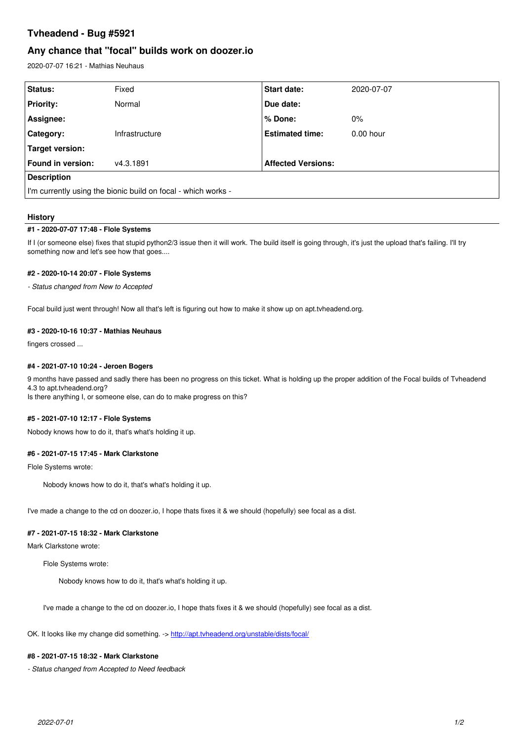# Tvheadend - Bug #5921

## Any chance that "focal" builds work on doozer.io

2020-07-07 16:21 - Mathias Neuhaus

| Status: | Fixed | Start date: | 2020-07-07 |
|---|---|---|---|
| Priority: | Normal | Due date: | |
| Assignee: | | % Done: | 0% |
| Category: | Infrastructure | Estimated time: | 0.00 hour |
| Target version: | | | |
| Found in version: | v4.3.1891 | Affected Versions: | |

**Description**

I'm currently using the bionic build on focal - which works -

### History

#### #1 - 2020-07-07 17:48 - Flole Systems

If I (or someone else) fixes that stupid python2/3 issue then it will work. The build itself is going through, it's just the upload that's failing. I'll try something now and let's see how that goes....

#### #2 - 2020-10-14 20:07 - Flole Systems

*- Status changed from New to Accepted*

Focal build just went through! Now all that's left is figuring out how to make it show up on apt.tvheadend.org.

#### #3 - 2020-10-16 10:37 - Mathias Neuhaus

fingers crossed ...

#### #4 - 2021-07-10 10:24 - Jeroen Bogers

9 months have passed and sadly there has been no progress on this ticket. What is holding up the proper addition of the Focal builds of Tvheadend 4.3 to apt.tvheadend.org?
Is there anything I, or someone else, can do to make progress on this?

#### #5 - 2021-07-10 12:17 - Flole Systems

Nobody knows how to do it, that's what's holding it up.

#### #6 - 2021-07-15 17:45 - Mark Clarkstone

Flole Systems wrote:

> Nobody knows how to do it, that's what's holding it up.

I've made a change to the cd on doozer.io, I hope thats fixes it & we should (hopefully) see focal as a dist.

#### #7 - 2021-07-15 18:32 - Mark Clarkstone

Mark Clarkstone wrote:

> Flole Systems wrote:
>
> > Nobody knows how to do it, that's what's holding it up.
>
> I've made a change to the cd on doozer.io, I hope thats fixes it & we should (hopefully) see focal as a dist.

OK. It looks like my change did something. -> http://apt.tvheadend.org/unstable/dists/focal/

#### #8 - 2021-07-15 18:32 - Mark Clarkstone

*- Status changed from Accepted to Need feedback*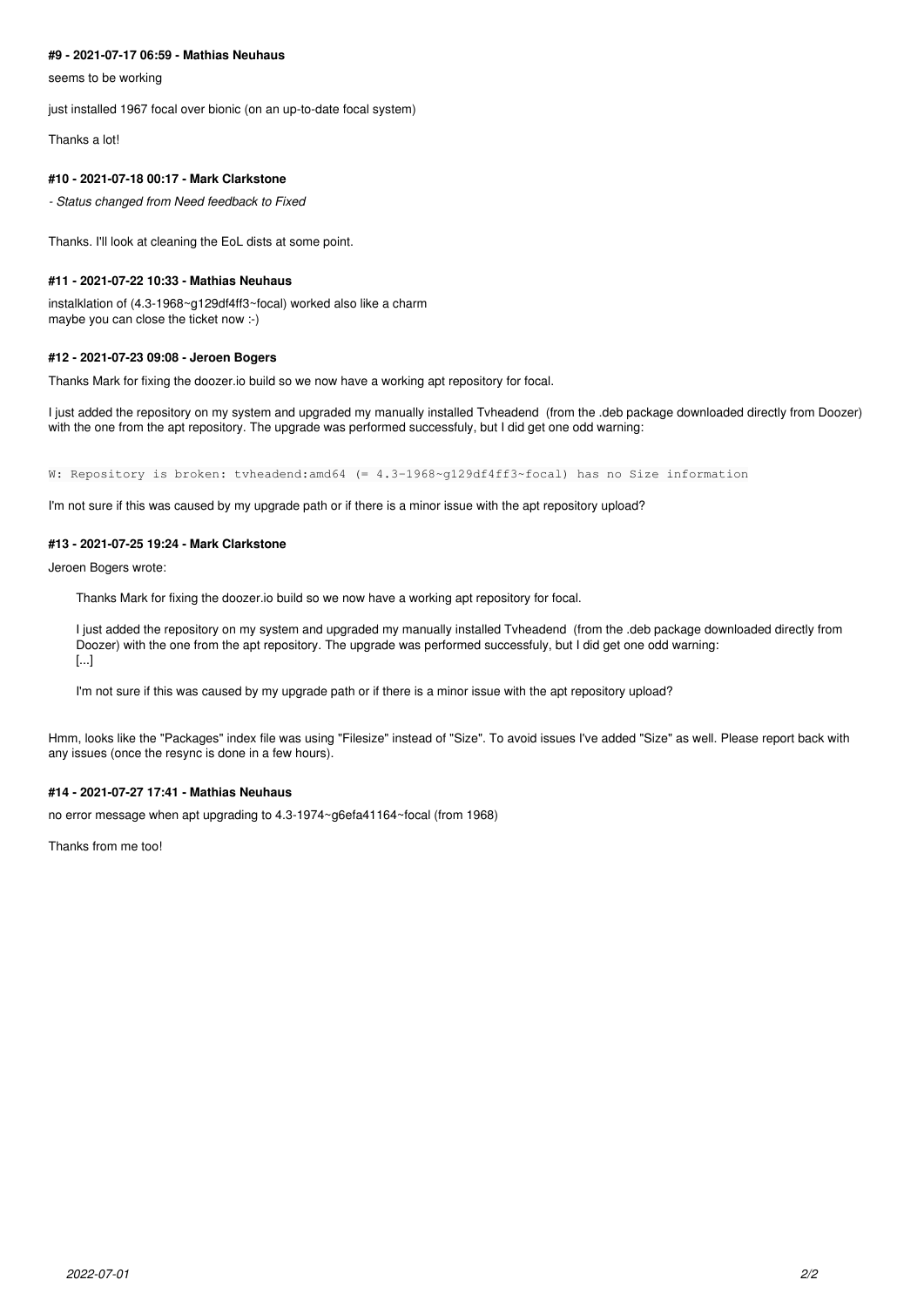#### #9 - 2021-07-17 06:59 - Mathias Neuhaus

seems to be working

just installed 1967 focal over bionic (on an up-to-date focal system)

Thanks a lot!

#### #10 - 2021-07-18 00:17 - Mark Clarkstone

*- Status changed from Need feedback to Fixed*

Thanks. I'll look at cleaning the EoL dists at some point.

#### #11 - 2021-07-22 10:33 - Mathias Neuhaus

instalklation of (4.3-1968~g129df4ff3~focal) worked also like a charm
maybe you can close the ticket now :-)

#### #12 - 2021-07-23 09:08 - Jeroen Bogers

Thanks Mark for fixing the doozer.io build so we now have a working apt repository for focal.

I just added the repository on my system and upgraded my manually installed Tvheadend (from the .deb package downloaded directly from Doozer) with the one from the apt repository. The upgrade was performed successfuly, but I did get one odd warning:

```
W: Repository is broken: tvheadend:amd64 (= 4.3-1968~g129df4ff3~focal) has no Size information
```

I'm not sure if this was caused by my upgrade path or if there is a minor issue with the apt repository upload?

#### #13 - 2021-07-25 19:24 - Mark Clarkstone

Jeroen Bogers wrote:

> Thanks Mark for fixing the doozer.io build so we now have a working apt repository for focal.
>
> I just added the repository on my system and upgraded my manually installed Tvheadend (from the .deb package downloaded directly from Doozer) with the one from the apt repository. The upgrade was performed successfuly, but I did get one odd warning:
> [...]
>
> I'm not sure if this was caused by my upgrade path or if there is a minor issue with the apt repository upload?

Hmm, looks like the "Packages" index file was using "Filesize" instead of "Size". To avoid issues I've added "Size" as well. Please report back with any issues (once the resync is done in a few hours).

#### #14 - 2021-07-27 17:41 - Mathias Neuhaus

no error message when apt upgrading to 4.3-1974~g6efa41164~focal (from 1968)

Thanks from me too!